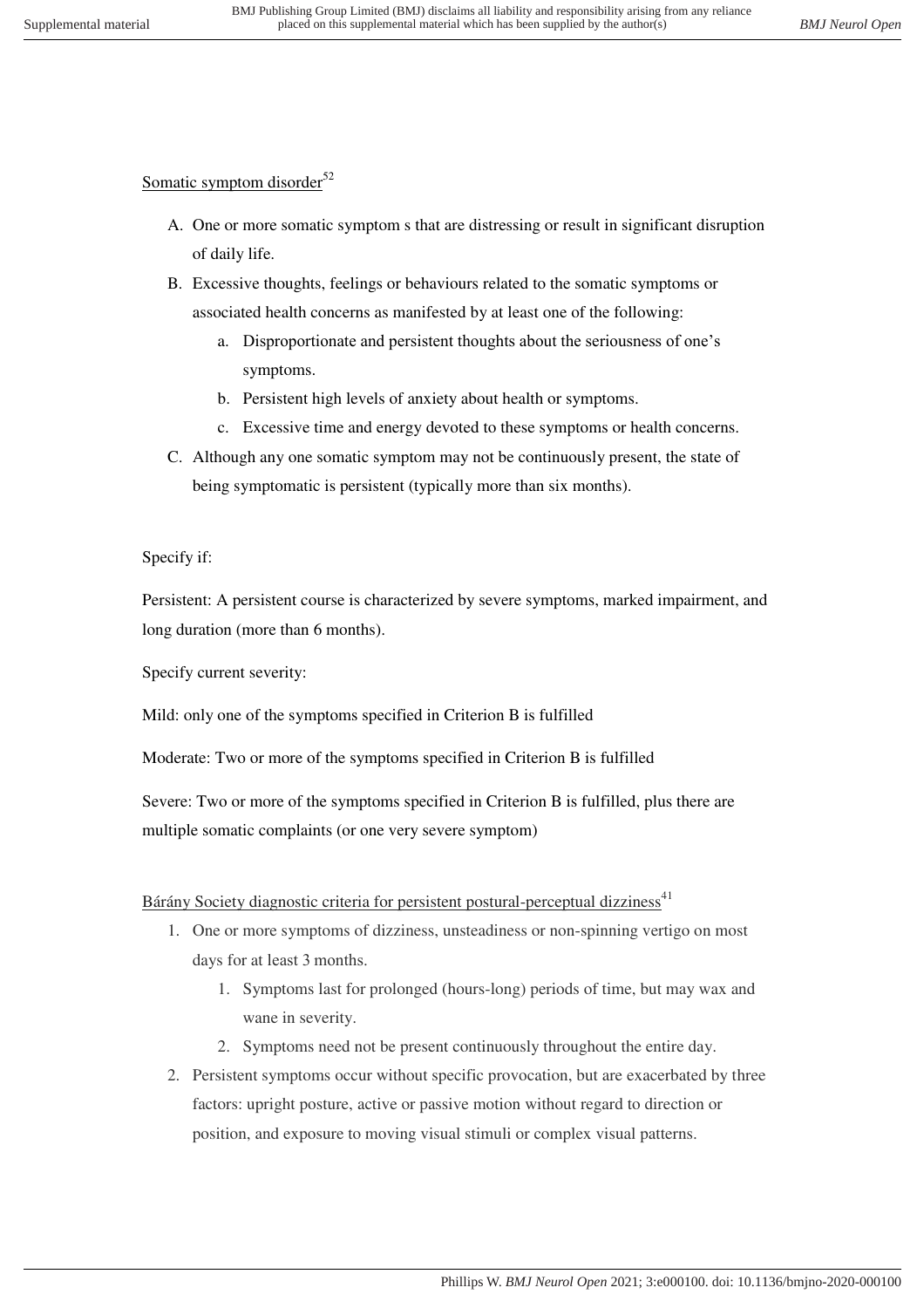Somatic symptom disorder[52]

A. One or more somatic symptom s that are distressing or result in significant disruption of daily life.
B. Excessive thoughts, feelings or behaviours related to the somatic symptoms or associated health concerns as manifested by at least one of the following:
    a. Disproportionate and persistent thoughts about the seriousness of one's symptoms.
    b. Persistent high levels of anxiety about health or symptoms.
    c. Excessive time and energy devoted to these symptoms or health concerns.
C. Although any one somatic symptom may not be continuously present, the state of being symptomatic is persistent (typically more than six months).

Specify if:

Persistent: A persistent course is characterized by severe symptoms, marked impairment, and long duration (more than 6 months).

Specify current severity:

Mild: only one of the symptoms specified in Criterion B is fulfilled

Moderate: Two or more of the symptoms specified in Criterion B is fulfilled

Severe: Two or more of the symptoms specified in Criterion B is fulfilled, plus there are multiple somatic complaints (or one very severe symptom)

Bárány Society diagnostic criteria for persistent postural-perceptual dizziness[41]

1. One or more symptoms of dizziness, unsteadiness or non-spinning vertigo on most days for at least 3 months.
    1. Symptoms last for prolonged (hours-long) periods of time, but may wax and wane in severity.
    2. Symptoms need not be present continuously throughout the entire day.
2. Persistent symptoms occur without specific provocation, but are exacerbated by three factors: upright posture, active or passive motion without regard to direction or position, and exposure to moving visual stimuli or complex visual patterns.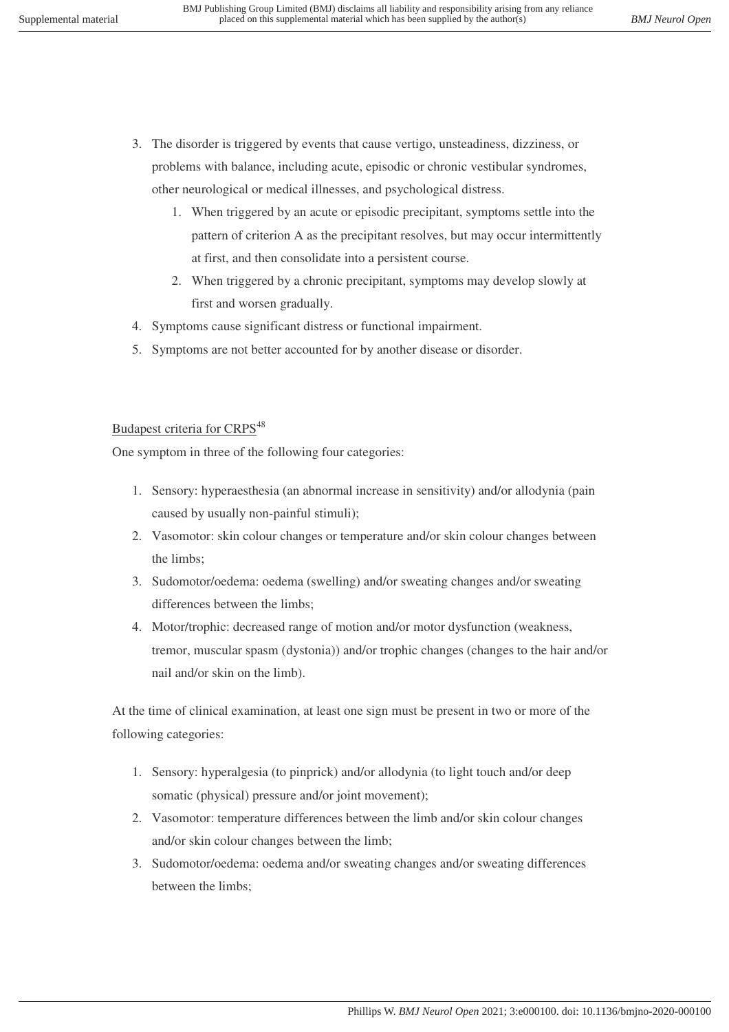3. The disorder is triggered by events that cause vertigo, unsteadiness, dizziness, or problems with balance, including acute, episodic or chronic vestibular syndromes, other neurological or medical illnesses, and psychological distress.
    1. When triggered by an acute or episodic precipitant, symptoms settle into the pattern of criterion A as the precipitant resolves, but may occur intermittently at first, and then consolidate into a persistent course.
    2. When triggered by a chronic precipitant, symptoms may develop slowly at first and worsen gradually.
4. Symptoms cause significant distress or functional impairment.
5. Symptoms are not better accounted for by another disease or disorder.

<u>Budapest criteria for CRPS</u>[48]

One symptom in three of the following four categories:

1. Sensory: hyperaesthesia (an abnormal increase in sensitivity) and/or allodynia (pain caused by usually non-painful stimuli);
2. Vasomotor: skin colour changes or temperature and/or skin colour changes between the limbs;
3. Sudomotor/oedema: oedema (swelling) and/or sweating changes and/or sweating differences between the limbs;
4. Motor/trophic: decreased range of motion and/or motor dysfunction (weakness, tremor, muscular spasm (dystonia)) and/or trophic changes (changes to the hair and/or nail and/or skin on the limb).

At the time of clinical examination, at least one sign must be present in two or more of the following categories:

1. Sensory: hyperalgesia (to pinprick) and/or allodynia (to light touch and/or deep somatic (physical) pressure and/or joint movement);
2. Vasomotor: temperature differences between the limb and/or skin colour changes and/or skin colour changes between the limb;
3. Sudomotor/oedema: oedema and/or sweating changes and/or sweating differences between the limbs;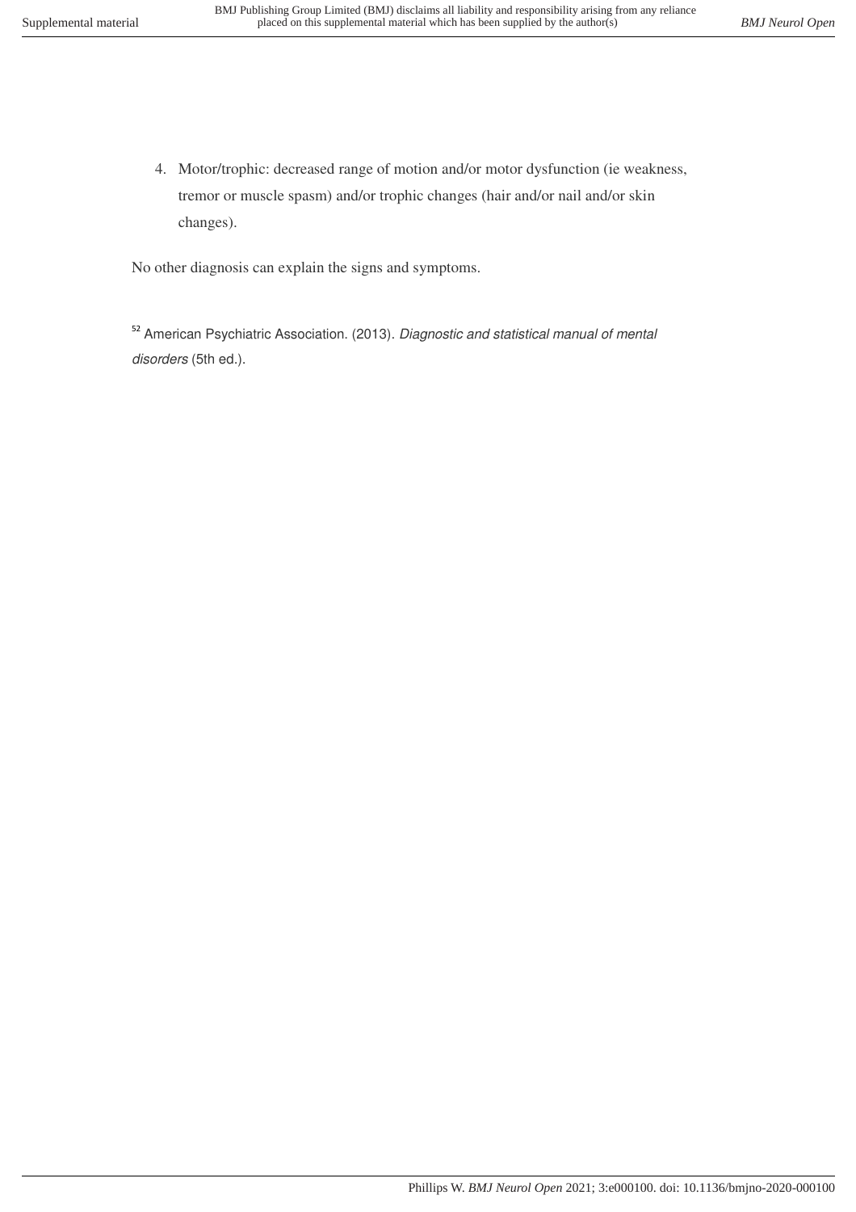4. Motor/trophic: decreased range of motion and/or motor dysfunction (ie weakness, tremor or muscle spasm) and/or trophic changes (hair and/or nail and/or skin changes).

No other diagnosis can explain the signs and symptoms.

[52] American Psychiatric Association. (2013). *Diagnostic and statistical manual of mental disorders* (5th ed.).